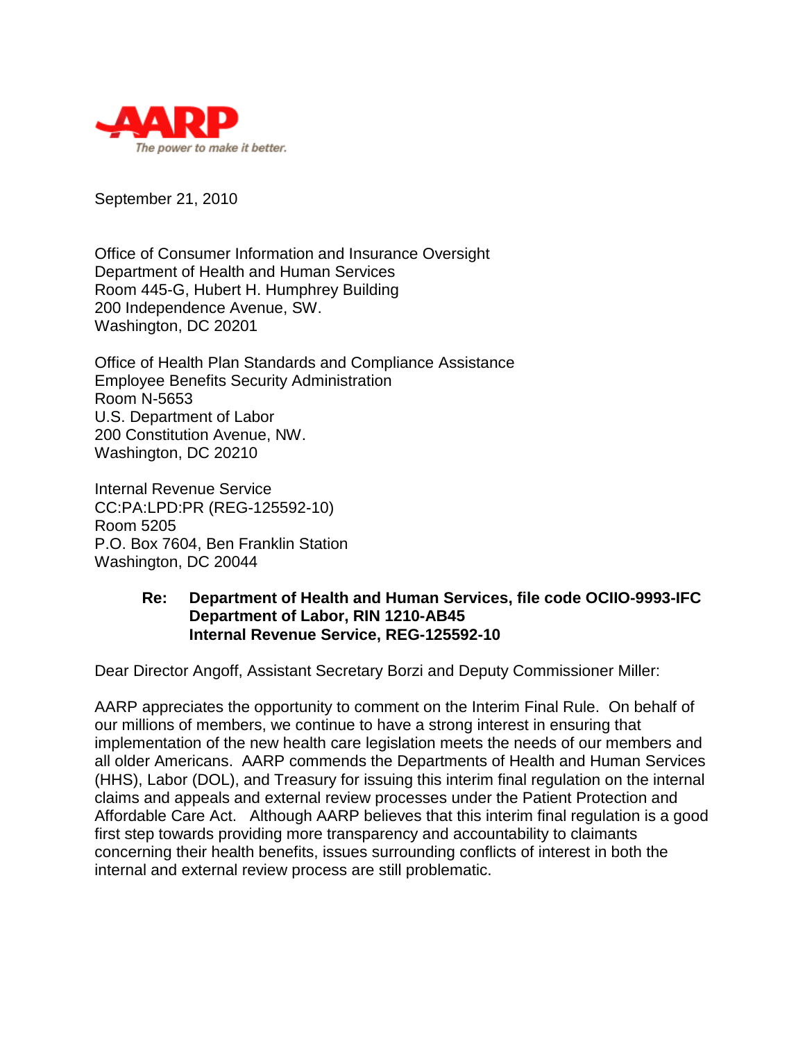AARP
*The power to make it better.*

September 21, 2010

Office of Consumer Information and Insurance Oversight
Department of Health and Human Services
Room 445-G, Hubert H. Humphrey Building
200 Independence Avenue, SW.
Washington, DC 20201

Office of Health Plan Standards and Compliance Assistance
Employee Benefits Security Administration
Room N-5653
U.S. Department of Labor
200 Constitution Avenue, NW.
Washington, DC 20210

Internal Revenue Service
CC:PA:LPD:PR (REG-125592-10)
Room 5205
P.O. Box 7604, Ben Franklin Station
Washington, DC 20044

**Re: Department of Health and Human Services, file code OCIIO-9993-IFC**
**Department of Labor, RIN 1210-AB45**
**Internal Revenue Service, REG-125592-10**

Dear Director Angoff, Assistant Secretary Borzi and Deputy Commissioner Miller:

AARP appreciates the opportunity to comment on the Interim Final Rule. On behalf of our millions of members, we continue to have a strong interest in ensuring that implementation of the new health care legislation meets the needs of our members and all older Americans. AARP commends the Departments of Health and Human Services (HHS), Labor (DOL), and Treasury for issuing this interim final regulation on the internal claims and appeals and external review processes under the Patient Protection and Affordable Care Act. Although AARP believes that this interim final regulation is a good first step towards providing more transparency and accountability to claimants concerning their health benefits, issues surrounding conflicts of interest in both the internal and external review process are still problematic.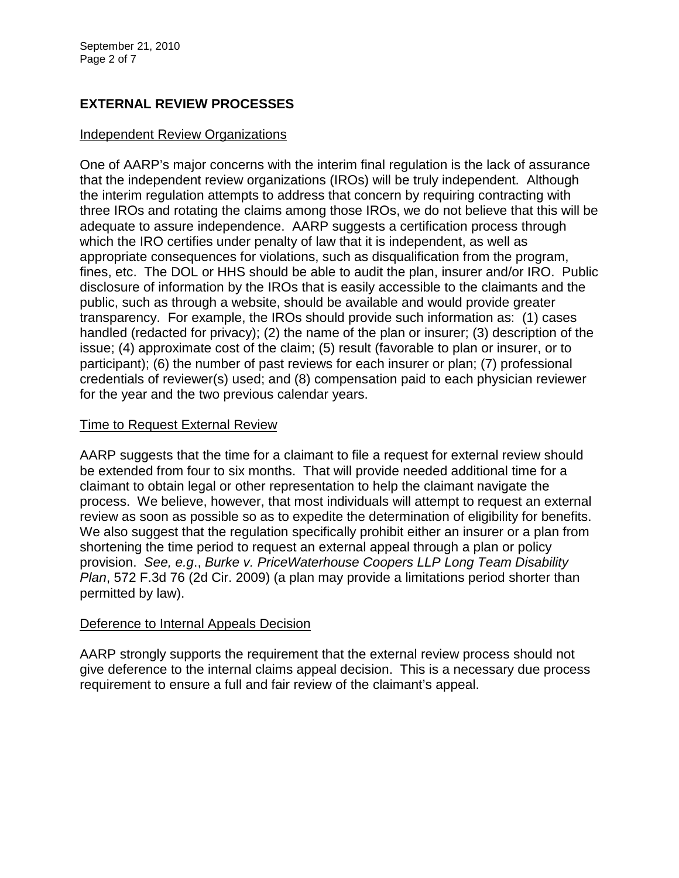## EXTERNAL REVIEW PROCESSES

Independent Review Organizations

One of AARP's major concerns with the interim final regulation is the lack of assurance that the independent review organizations (IROs) will be truly independent. Although the interim regulation attempts to address that concern by requiring contracting with three IROs and rotating the claims among those IROs, we do not believe that this will be adequate to assure independence. AARP suggests a certification process through which the IRO certifies under penalty of law that it is independent, as well as appropriate consequences for violations, such as disqualification from the program, fines, etc. The DOL or HHS should be able to audit the plan, insurer and/or IRO. Public disclosure of information by the IROs that is easily accessible to the claimants and the public, such as through a website, should be available and would provide greater transparency. For example, the IROs should provide such information as: (1) cases handled (redacted for privacy); (2) the name of the plan or insurer; (3) description of the issue; (4) approximate cost of the claim; (5) result (favorable to plan or insurer, or to participant); (6) the number of past reviews for each insurer or plan; (7) professional credentials of reviewer(s) used; and (8) compensation paid to each physician reviewer for the year and the two previous calendar years.

Time to Request External Review

AARP suggests that the time for a claimant to file a request for external review should be extended from four to six months. That will provide needed additional time for a claimant to obtain legal or other representation to help the claimant navigate the process. We believe, however, that most individuals will attempt to request an external review as soon as possible so as to expedite the determination of eligibility for benefits. We also suggest that the regulation specifically prohibit either an insurer or a plan from shortening the time period to request an external appeal through a plan or policy provision. *See, e.g.*, *Burke v. PriceWaterhouse Coopers LLP Long Team Disability Plan*, 572 F.3d 76 (2d Cir. 2009) (a plan may provide a limitations period shorter than permitted by law).

Deference to Internal Appeals Decision

AARP strongly supports the requirement that the external review process should not give deference to the internal claims appeal decision. This is a necessary due process requirement to ensure a full and fair review of the claimant's appeal.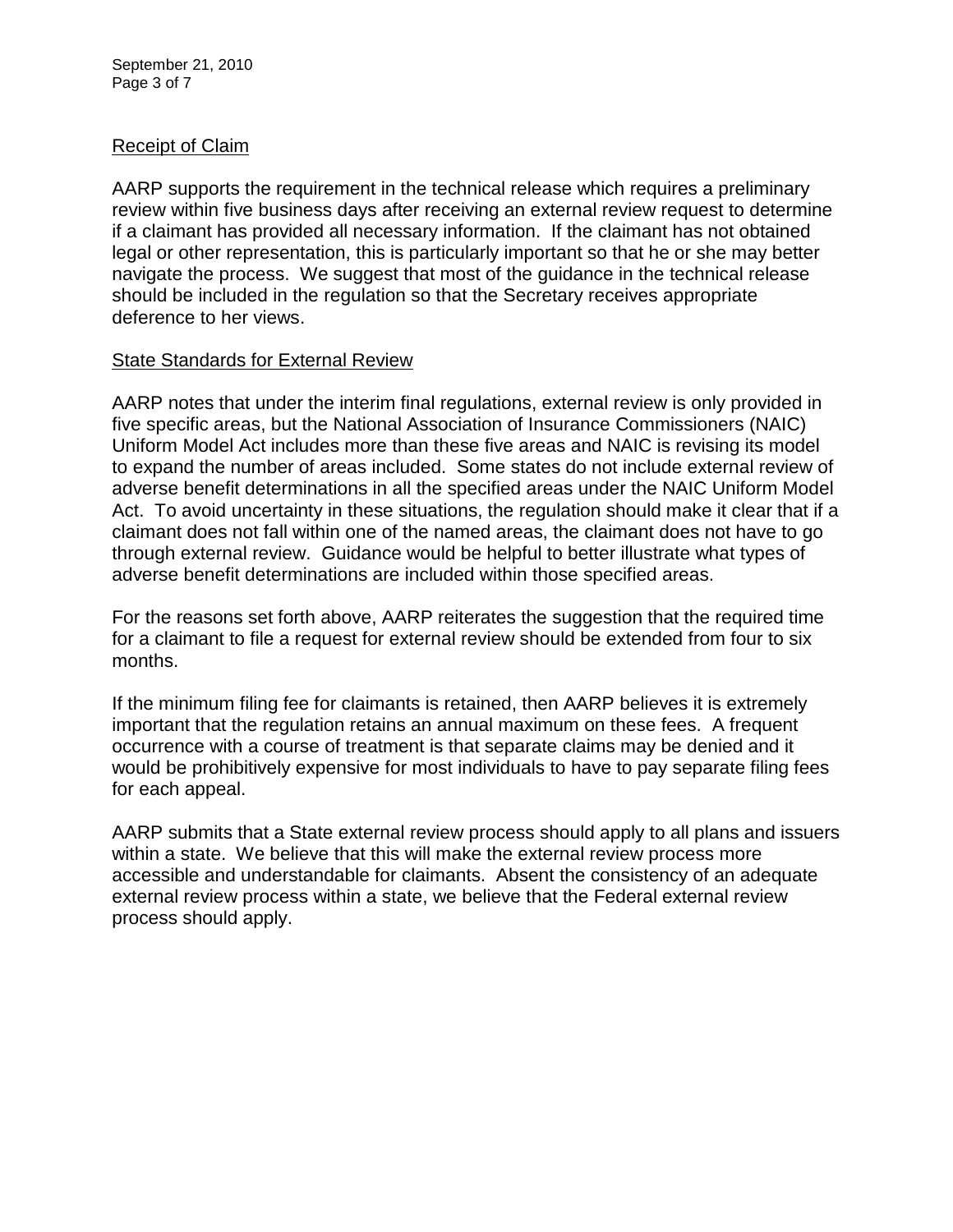<u>Receipt of Claim</u>

AARP supports the requirement in the technical release which requires a preliminary review within five business days after receiving an external review request to determine if a claimant has provided all necessary information. If the claimant has not obtained legal or other representation, this is particularly important so that he or she may better navigate the process. We suggest that most of the guidance in the technical release should be included in the regulation so that the Secretary receives appropriate deference to her views.

<u>State Standards for External Review</u>

AARP notes that under the interim final regulations, external review is only provided in five specific areas, but the National Association of Insurance Commissioners (NAIC) Uniform Model Act includes more than these five areas and NAIC is revising its model to expand the number of areas included. Some states do not include external review of adverse benefit determinations in all the specified areas under the NAIC Uniform Model Act. To avoid uncertainty in these situations, the regulation should make it clear that if a claimant does not fall within one of the named areas, the claimant does not have to go through external review. Guidance would be helpful to better illustrate what types of adverse benefit determinations are included within those specified areas.

For the reasons set forth above, AARP reiterates the suggestion that the required time for a claimant to file a request for external review should be extended from four to six months.

If the minimum filing fee for claimants is retained, then AARP believes it is extremely important that the regulation retains an annual maximum on these fees. A frequent occurrence with a course of treatment is that separate claims may be denied and it would be prohibitively expensive for most individuals to have to pay separate filing fees for each appeal.

AARP submits that a State external review process should apply to all plans and issuers within a state. We believe that this will make the external review process more accessible and understandable for claimants. Absent the consistency of an adequate external review process within a state, we believe that the Federal external review process should apply.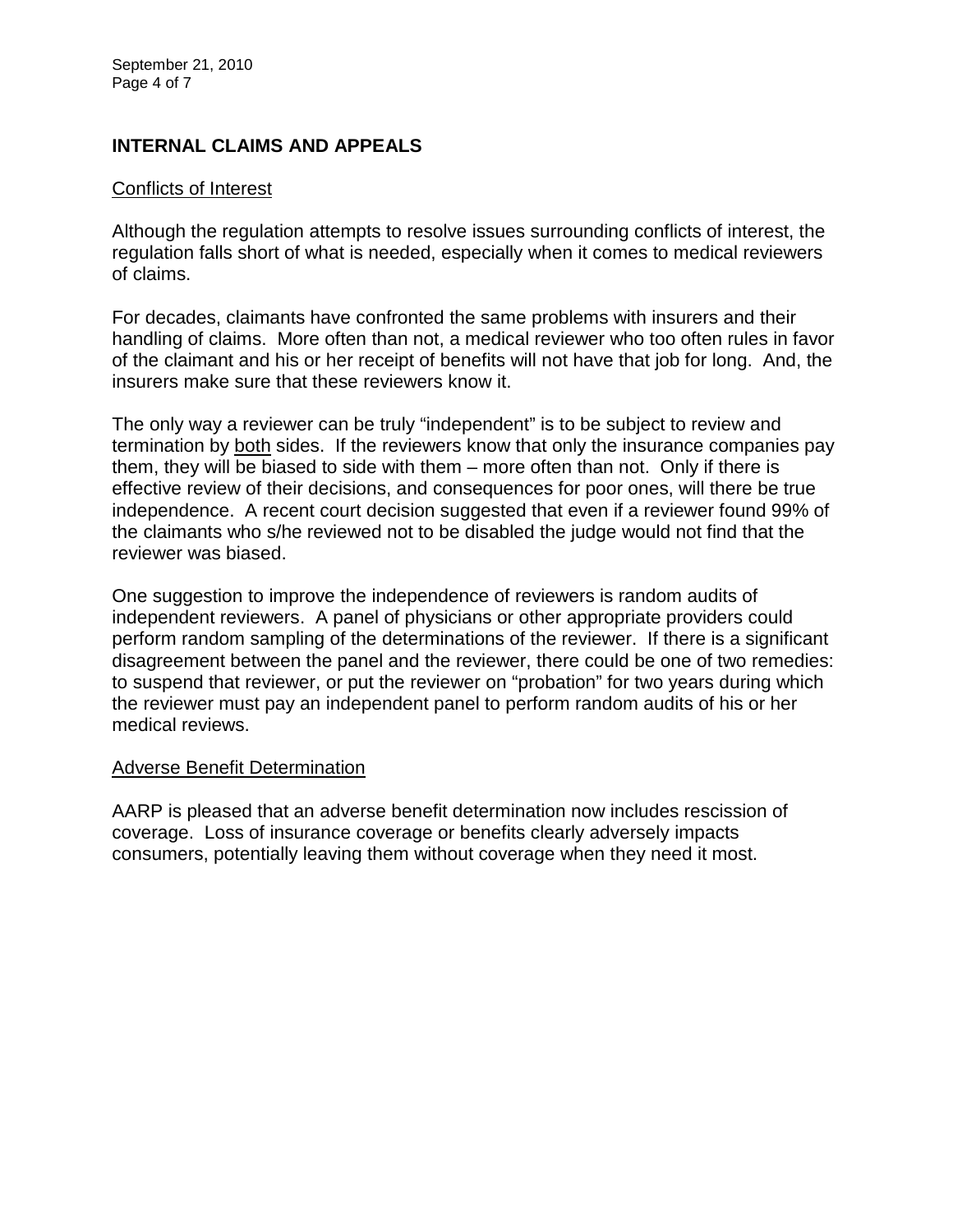## INTERNAL CLAIMS AND APPEALS

Conflicts of Interest

Although the regulation attempts to resolve issues surrounding conflicts of interest, the regulation falls short of what is needed, especially when it comes to medical reviewers of claims.

For decades, claimants have confronted the same problems with insurers and their handling of claims. More often than not, a medical reviewer who too often rules in favor of the claimant and his or her receipt of benefits will not have that job for long. And, the insurers make sure that these reviewers know it.

The only way a reviewer can be truly "independent" is to be subject to review and termination by both sides. If the reviewers know that only the insurance companies pay them, they will be biased to side with them – more often than not. Only if there is effective review of their decisions, and consequences for poor ones, will there be true independence. A recent court decision suggested that even if a reviewer found 99% of the claimants who s/he reviewed not to be disabled the judge would not find that the reviewer was biased.

One suggestion to improve the independence of reviewers is random audits of independent reviewers. A panel of physicians or other appropriate providers could perform random sampling of the determinations of the reviewer. If there is a significant disagreement between the panel and the reviewer, there could be one of two remedies: to suspend that reviewer, or put the reviewer on "probation" for two years during which the reviewer must pay an independent panel to perform random audits of his or her medical reviews.

Adverse Benefit Determination

AARP is pleased that an adverse benefit determination now includes rescission of coverage. Loss of insurance coverage or benefits clearly adversely impacts consumers, potentially leaving them without coverage when they need it most.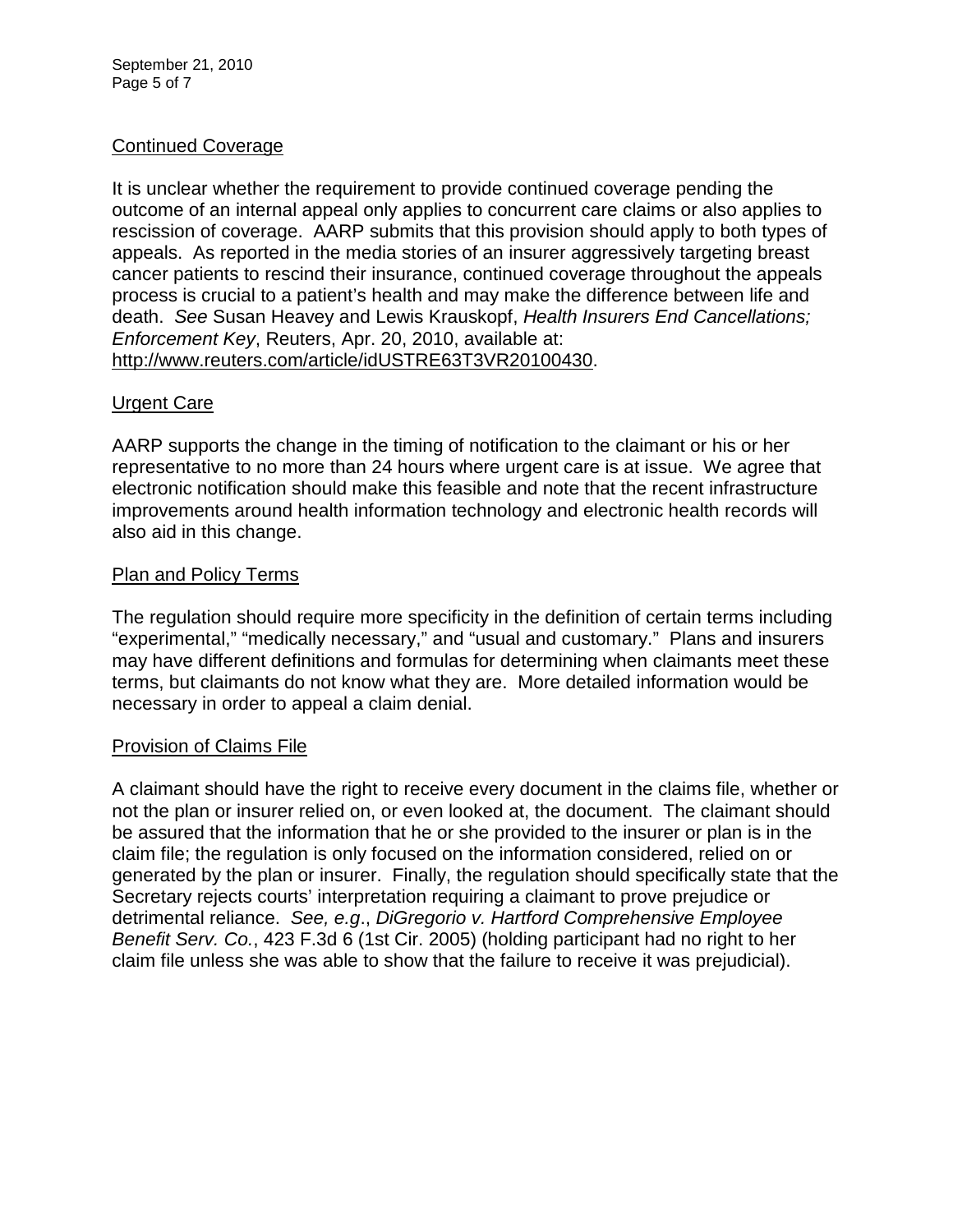## Continued Coverage

It is unclear whether the requirement to provide continued coverage pending the outcome of an internal appeal only applies to concurrent care claims or also applies to rescission of coverage. AARP submits that this provision should apply to both types of appeals. As reported in the media stories of an insurer aggressively targeting breast cancer patients to rescind their insurance, continued coverage throughout the appeals process is crucial to a patient's health and may make the difference between life and death. *See* Susan Heavey and Lewis Krauskopf, *Health Insurers End Cancellations; Enforcement Key*, Reuters, Apr. 20, 2010, available at: http://www.reuters.com/article/idUSTRE63T3VR20100430.

## Urgent Care

AARP supports the change in the timing of notification to the claimant or his or her representative to no more than 24 hours where urgent care is at issue. We agree that electronic notification should make this feasible and note that the recent infrastructure improvements around health information technology and electronic health records will also aid in this change.

## Plan and Policy Terms

The regulation should require more specificity in the definition of certain terms including "experimental," "medically necessary," and "usual and customary." Plans and insurers may have different definitions and formulas for determining when claimants meet these terms, but claimants do not know what they are. More detailed information would be necessary in order to appeal a claim denial.

## Provision of Claims File

A claimant should have the right to receive every document in the claims file, whether or not the plan or insurer relied on, or even looked at, the document. The claimant should be assured that the information that he or she provided to the insurer or plan is in the claim file; the regulation is only focused on the information considered, relied on or generated by the plan or insurer. Finally, the regulation should specifically state that the Secretary rejects courts' interpretation requiring a claimant to prove prejudice or detrimental reliance. *See, e.g*., *DiGregorio v. Hartford Comprehensive Employee Benefit Serv. Co.*, 423 F.3d 6 (1st Cir. 2005) (holding participant had no right to her claim file unless she was able to show that the failure to receive it was prejudicial).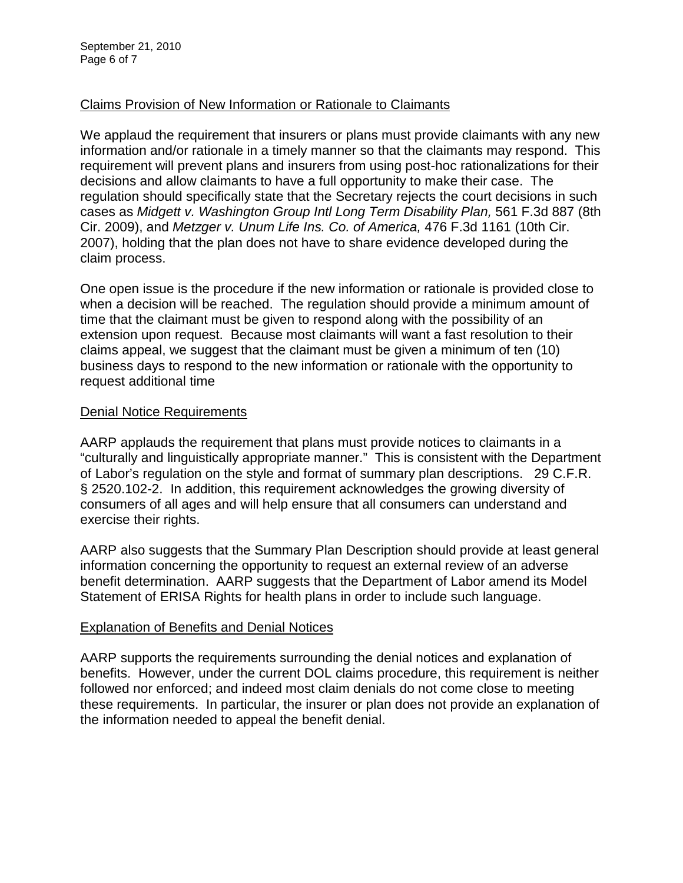## Claims Provision of New Information or Rationale to Claimants

We applaud the requirement that insurers or plans must provide claimants with any new information and/or rationale in a timely manner so that the claimants may respond. This requirement will prevent plans and insurers from using post-hoc rationalizations for their decisions and allow claimants to have a full opportunity to make their case. The regulation should specifically state that the Secretary rejects the court decisions in such cases as *Midgett v. Washington Group Intl Long Term Disability Plan,* 561 F.3d 887 (8th Cir. 2009), and *Metzger v. Unum Life Ins. Co. of America,* 476 F.3d 1161 (10th Cir. 2007), holding that the plan does not have to share evidence developed during the claim process.

One open issue is the procedure if the new information or rationale is provided close to when a decision will be reached. The regulation should provide a minimum amount of time that the claimant must be given to respond along with the possibility of an extension upon request. Because most claimants will want a fast resolution to their claims appeal, we suggest that the claimant must be given a minimum of ten (10) business days to respond to the new information or rationale with the opportunity to request additional time

## Denial Notice Requirements

AARP applauds the requirement that plans must provide notices to claimants in a "culturally and linguistically appropriate manner." This is consistent with the Department of Labor's regulation on the style and format of summary plan descriptions. 29 C.F.R. § 2520.102-2. In addition, this requirement acknowledges the growing diversity of consumers of all ages and will help ensure that all consumers can understand and exercise their rights.

AARP also suggests that the Summary Plan Description should provide at least general information concerning the opportunity to request an external review of an adverse benefit determination. AARP suggests that the Department of Labor amend its Model Statement of ERISA Rights for health plans in order to include such language.

## Explanation of Benefits and Denial Notices

AARP supports the requirements surrounding the denial notices and explanation of benefits. However, under the current DOL claims procedure, this requirement is neither followed nor enforced; and indeed most claim denials do not come close to meeting these requirements. In particular, the insurer or plan does not provide an explanation of the information needed to appeal the benefit denial.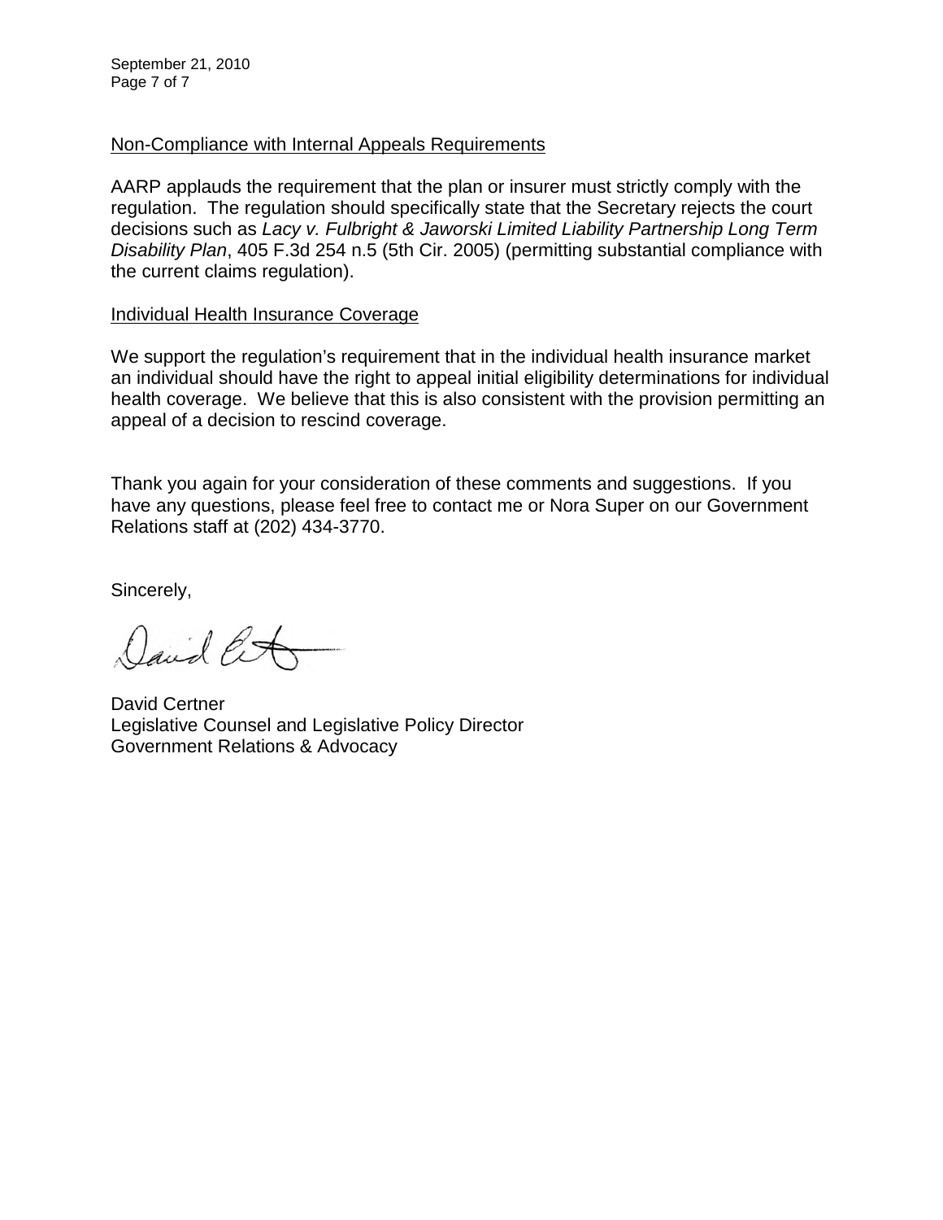Non-Compliance with Internal Appeals Requirements

AARP applauds the requirement that the plan or insurer must strictly comply with the regulation. The regulation should specifically state that the Secretary rejects the court decisions such as *Lacy v. Fulbright & Jaworski Limited Liability Partnership Long Term Disability Plan*, 405 F.3d 254 n.5 (5th Cir. 2005) (permitting substantial compliance with the current claims regulation).

Individual Health Insurance Coverage

We support the regulation's requirement that in the individual health insurance market an individual should have the right to appeal initial eligibility determinations for individual health coverage. We believe that this is also consistent with the provision permitting an appeal of a decision to rescind coverage.

Thank you again for your consideration of these comments and suggestions. If you have any questions, please feel free to contact me or Nora Super on our Government Relations staff at (202) 434-3770.

Sincerely,

David Certner
Legislative Counsel and Legislative Policy Director
Government Relations & Advocacy